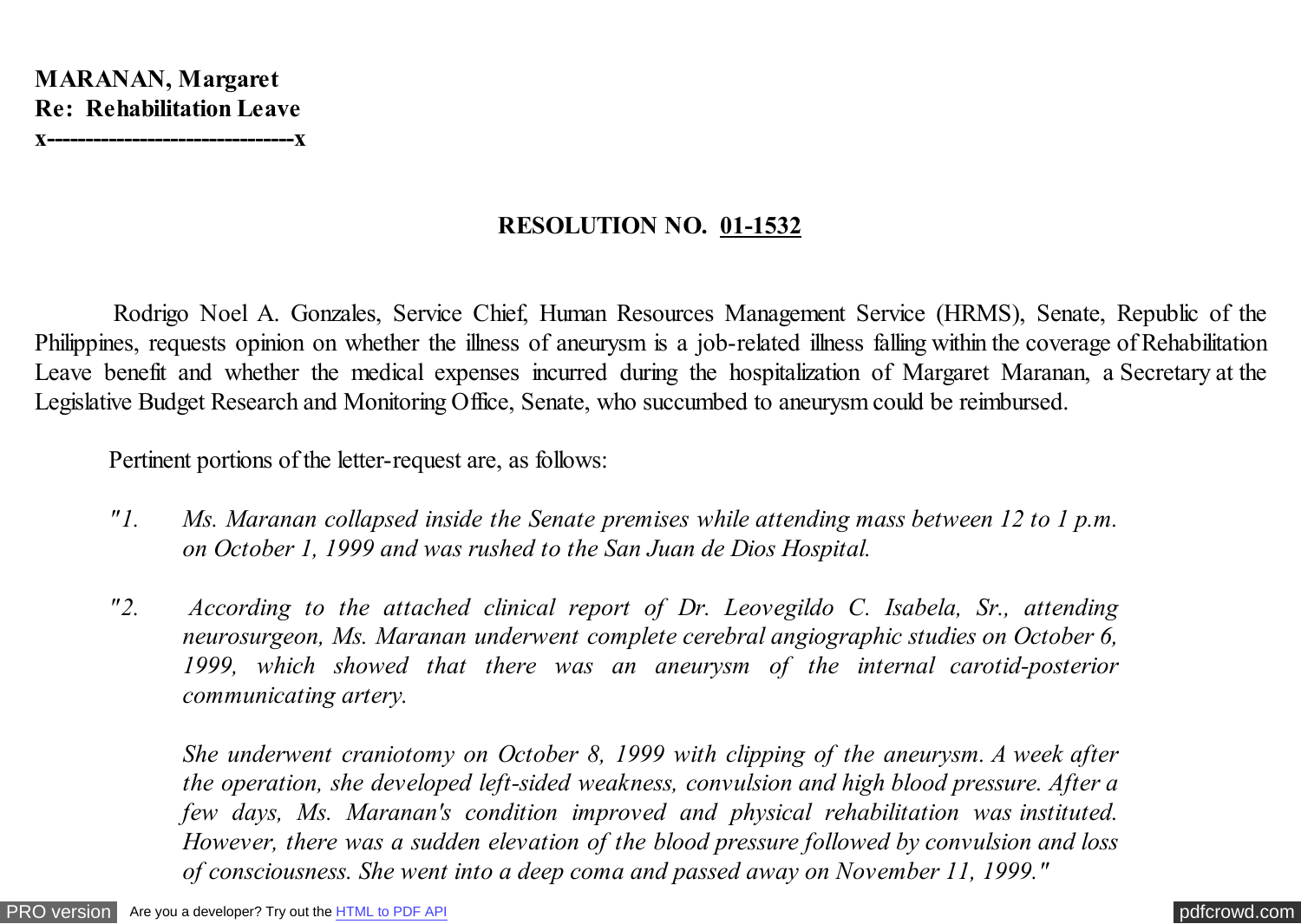**MARANAN, Margaret**
**Re: Rehabilitation Leave**
**x--------------------------------x**

## RESOLUTION NO. 01-1532

Rodrigo Noel A. Gonzales, Service Chief, Human Resources Management Service (HRMS), Senate, Republic of the Philippines, requests opinion on whether the illness of aneurysm is a job-related illness falling within the coverage of Rehabilitation Leave benefit and whether the medical expenses incurred during the hospitalization of Margaret Maranan, a Secretary at the Legislative Budget Research and Monitoring Office, Senate, who succumbed to aneurysm could be reimbursed.

Pertinent portions of the letter-request are, as follows:

*"1. Ms. Maranan collapsed inside the Senate premises while attending mass between 12 to 1 p.m. on October 1, 1999 and was rushed to the San Juan de Dios Hospital.*

*"2. According to the attached clinical report of Dr. Leovegildo C. Isabela, Sr., attending neurosurgeon, Ms. Maranan underwent complete cerebral angiographic studies on October 6, 1999, which showed that there was an aneurysm of the internal carotid-posterior communicating artery.*

*She underwent craniotomy on October 8, 1999 with clipping of the aneurysm. A week after the operation, she developed left-sided weakness, convulsion and high blood pressure. After a few days, Ms. Maranan's condition improved and physical rehabilitation was instituted. However, there was a sudden elevation of the blood pressure followed by convulsion and loss of consciousness. She went into a deep coma and passed away on November 11, 1999."*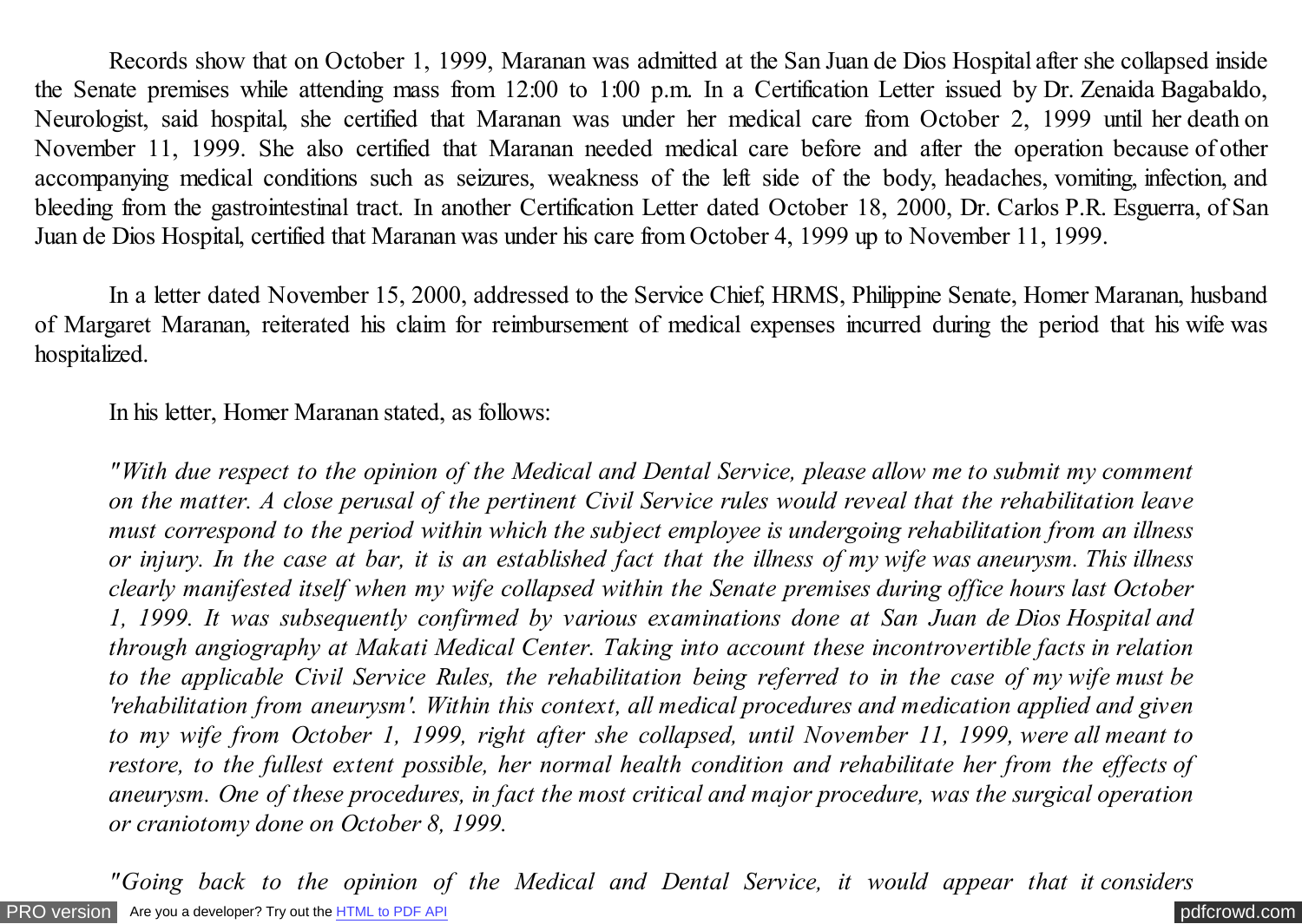Records show that on October 1, 1999, Maranan was admitted at the San Juan de Dios Hospital after she collapsed inside the Senate premises while attending mass from 12:00 to 1:00 p.m. In a Certification Letter issued by Dr. Zenaida Bagabaldo, Neurologist, said hospital, she certified that Maranan was under her medical care from October 2, 1999 until her death on November 11, 1999. She also certified that Maranan needed medical care before and after the operation because of other accompanying medical conditions such as seizures, weakness of the left side of the body, headaches, vomiting, infection, and bleeding from the gastrointestinal tract. In another Certification Letter dated October 18, 2000, Dr. Carlos P.R. Esguerra, of San Juan de Dios Hospital, certified that Maranan was under his care from October 4, 1999 up to November 11, 1999.

In a letter dated November 15, 2000, addressed to the Service Chief, HRMS, Philippine Senate, Homer Maranan, husband of Margaret Maranan, reiterated his claim for reimbursement of medical expenses incurred during the period that his wife was hospitalized.

In his letter, Homer Maranan stated, as follows:

*"With due respect to the opinion of the Medical and Dental Service, please allow me to submit my comment on the matter. A close perusal of the pertinent Civil Service rules would reveal that the rehabilitation leave must correspond to the period within which the subject employee is undergoing rehabilitation from an illness or injury. In the case at bar, it is an established fact that the illness of my wife was aneurysm. This illness clearly manifested itself when my wife collapsed within the Senate premises during office hours last October 1, 1999. It was subsequently confirmed by various examinations done at San Juan de Dios Hospital and through angiography at Makati Medical Center. Taking into account these incontrovertible facts in relation to the applicable Civil Service Rules, the rehabilitation being referred to in the case of my wife must be 'rehabilitation from aneurysm'. Within this context, all medical procedures and medication applied and given to my wife from October 1, 1999, right after she collapsed, until November 11, 1999, were all meant to restore, to the fullest extent possible, her normal health condition and rehabilitate her from the effects of aneurysm. One of these procedures, in fact the most critical and major procedure, was the surgical operation or craniotomy done on October 8, 1999.*

*"Going back to the opinion of the Medical and Dental Service, it would appear that it considers*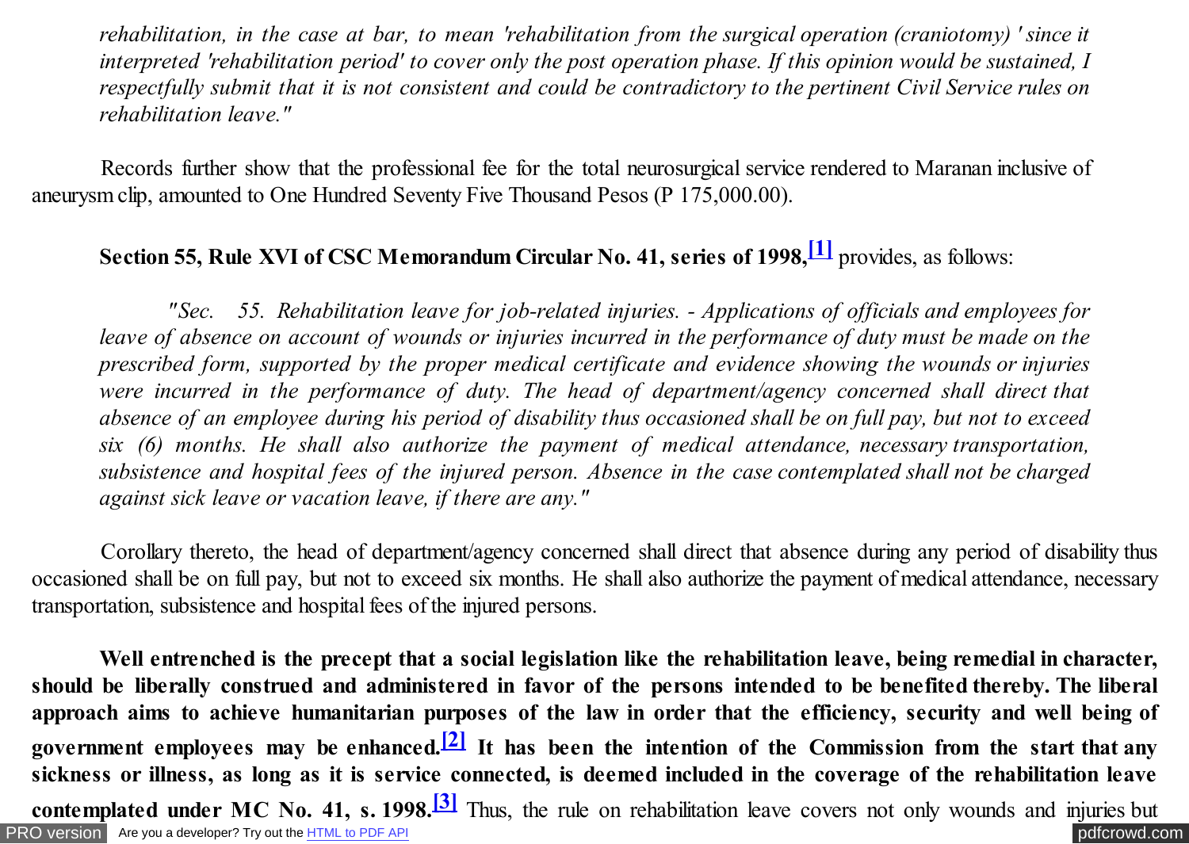*rehabilitation, in the case at bar, to mean 'rehabilitation from the surgical operation (craniotomy) ' since it interpreted 'rehabilitation period' to cover only the post operation phase. If this opinion would be sustained, I respectfully submit that it is not consistent and could be contradictory to the pertinent Civil Service rules on rehabilitation leave."*

Records further show that the professional fee for the total neurosurgical service rendered to Maranan inclusive of aneurysm clip, amounted to One Hundred Seventy Five Thousand Pesos (P 175,000.00).

**Section 55, Rule XVI of CSC Memorandum Circular No. 41, series of 1998,[1]** provides, as follows:

*"Sec. 55. Rehabilitation leave for job-related injuries. - Applications of officials and employees for leave of absence on account of wounds or injuries incurred in the performance of duty must be made on the prescribed form, supported by the proper medical certificate and evidence showing the wounds or injuries were incurred in the performance of duty. The head of department/agency concerned shall direct that absence of an employee during his period of disability thus occasioned shall be on full pay, but not to exceed six (6) months. He shall also authorize the payment of medical attendance, necessary transportation, subsistence and hospital fees of the injured person. Absence in the case contemplated shall not be charged against sick leave or vacation leave, if there are any."*

Corollary thereto, the head of department/agency concerned shall direct that absence during any period of disability thus occasioned shall be on full pay, but not to exceed six months. He shall also authorize the payment of medical attendance, necessary transportation, subsistence and hospital fees of the injured persons.

**Well entrenched is the precept that a social legislation like the rehabilitation leave, being remedial in character, should be liberally construed and administered in favor of the persons intended to be benefited thereby. The liberal approach aims to achieve humanitarian purposes of the law in order that the efficiency, security and well being of government employees may be enhanced.[2] It has been the intention of the Commission from the start that any sickness or illness, as long as it is service connected, is deemed included in the coverage of the rehabilitation leave contemplated under MC No. 41, s. 1998.[3]** Thus, the rule on rehabilitation leave covers not only wounds and injuries but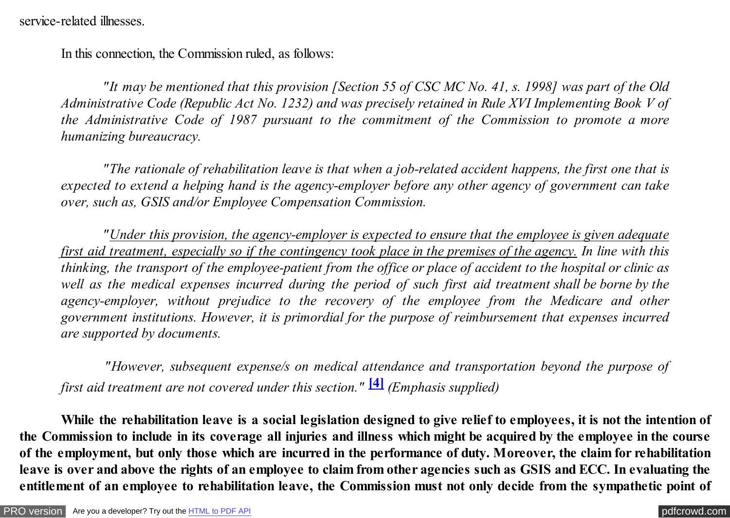service-related illnesses.

In this connection, the Commission ruled, as follows:

> *"It may be mentioned that this provision [Section 55 of CSC MC No. 41, s. 1998] was part of the Old Administrative Code (Republic Act No. 1232) and was precisely retained in Rule XVI Implementing Book V of the Administrative Code of 1987 pursuant to the commitment of the Commission to promote a more humanizing bureaucracy.*
>
> *"The rationale of rehabilitation leave is that when a job-related accident happens, the first one that is expected to extend a helping hand is the agency-employer before any other agency of government can take over, such as, GSIS and/or Employee Compensation Commission.*
>
> *"<u>Under this provision, the agency-employer is expected to ensure that the employee is given adequate first aid treatment, especially so if the contingency took place in the premises of the agency.</u> In line with this thinking, the transport of the employee-patient from the office or place of accident to the hospital or clinic as well as the medical expenses incurred during the period of such first aid treatment shall be borne by the agency-employer, without prejudice to the recovery of the employee from the Medicare and other government institutions. However, it is primordial for the purpose of reimbursement that expenses incurred are supported by documents.*
>
> *"However, subsequent expense/s on medical attendance and transportation beyond the purpose of first aid treatment are not covered under this section."* [4] *(Emphasis supplied)*

**While the rehabilitation leave is a social legislation designed to give relief to employees, it is not the intention of the Commission to include in its coverage all injuries and illness which might be acquired by the employee in the course of the employment, but only those which are incurred in the performance of duty. Moreover, the claim for rehabilitation leave is over and above the rights of an employee to claim from other agencies such as GSIS and ECC. In evaluating the entitlement of an employee to rehabilitation leave, the Commission must not only decide from the sympathetic point of**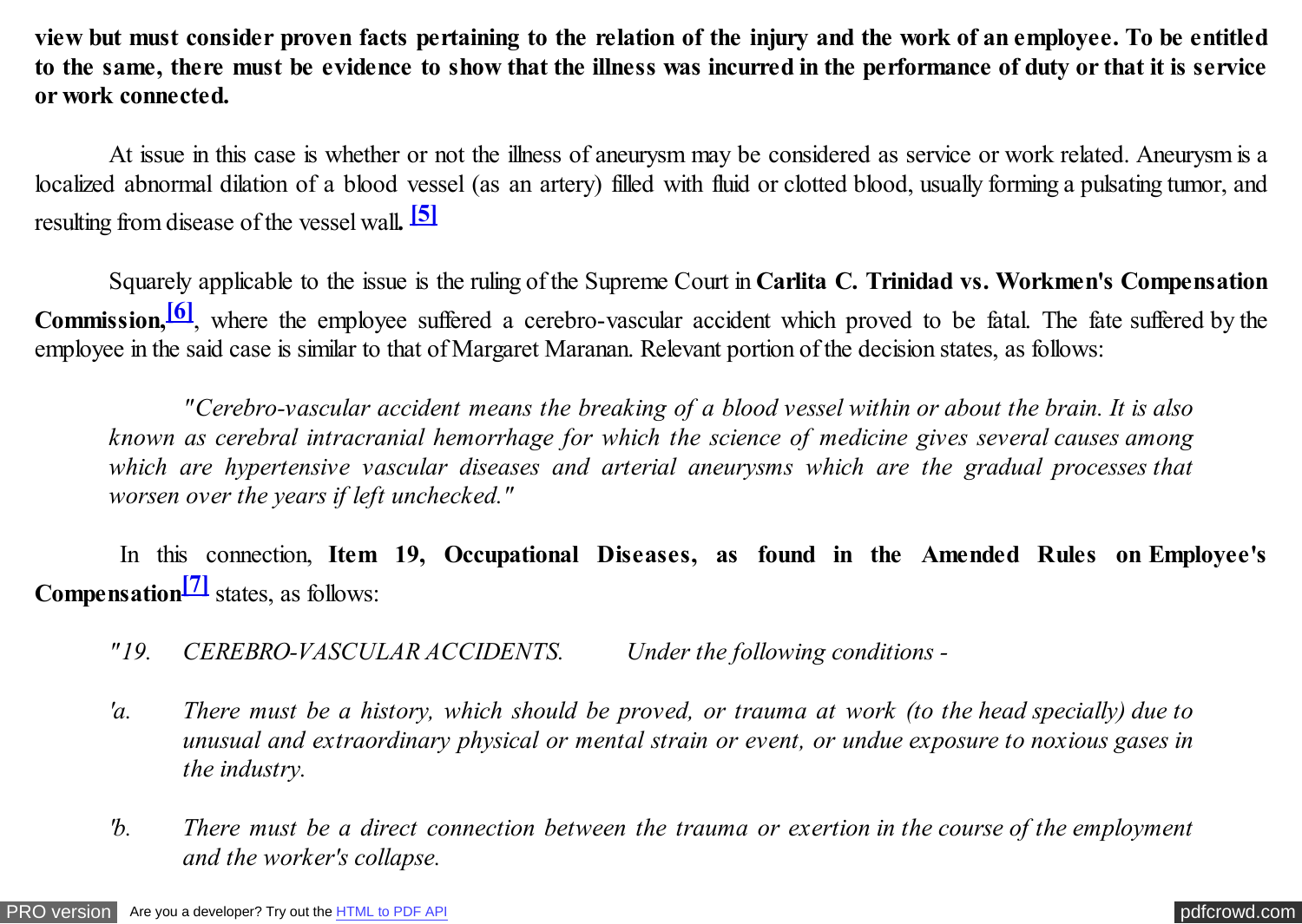**view but must consider proven facts pertaining to the relation of the injury and the work of an employee. To be entitled to the same, there must be evidence to show that the illness was incurred in the performance of duty or that it is service or work connected.**

At issue in this case is whether or not the illness of aneurysm may be considered as service or work related. Aneurysm is a localized abnormal dilation of a blood vessel (as an artery) filled with fluid or clotted blood, usually forming a pulsating tumor, and resulting from disease of the vessel wall**.** [5]

Squarely applicable to the issue is the ruling of the Supreme Court in **Carlita C. Trinidad vs. Workmen's Compensation Commission,**[6], where the employee suffered a cerebro-vascular accident which proved to be fatal. The fate suffered by the employee in the said case is similar to that of Margaret Maranan. Relevant portion of the decision states, as follows:

> *"Cerebro-vascular accident means the breaking of a blood vessel within or about the brain. It is also known as cerebral intracranial hemorrhage for which the science of medicine gives several causes among which are hypertensive vascular diseases and arterial aneurysms which are the gradual processes that worsen over the years if left unchecked."*

In this connection, **Item 19, Occupational Diseases, as found in the Amended Rules on Employee's Compensation**[7] states, as follows:

> *"19. CEREBRO-VASCULAR ACCIDENTS. Under the following conditions -*
>
> *'a. There must be a history, which should be proved, or trauma at work (to the head specially) due to unusual and extraordinary physical or mental strain or event, or undue exposure to noxious gases in the industry.*
>
> *'b. There must be a direct connection between the trauma or exertion in the course of the employment and the worker's collapse.*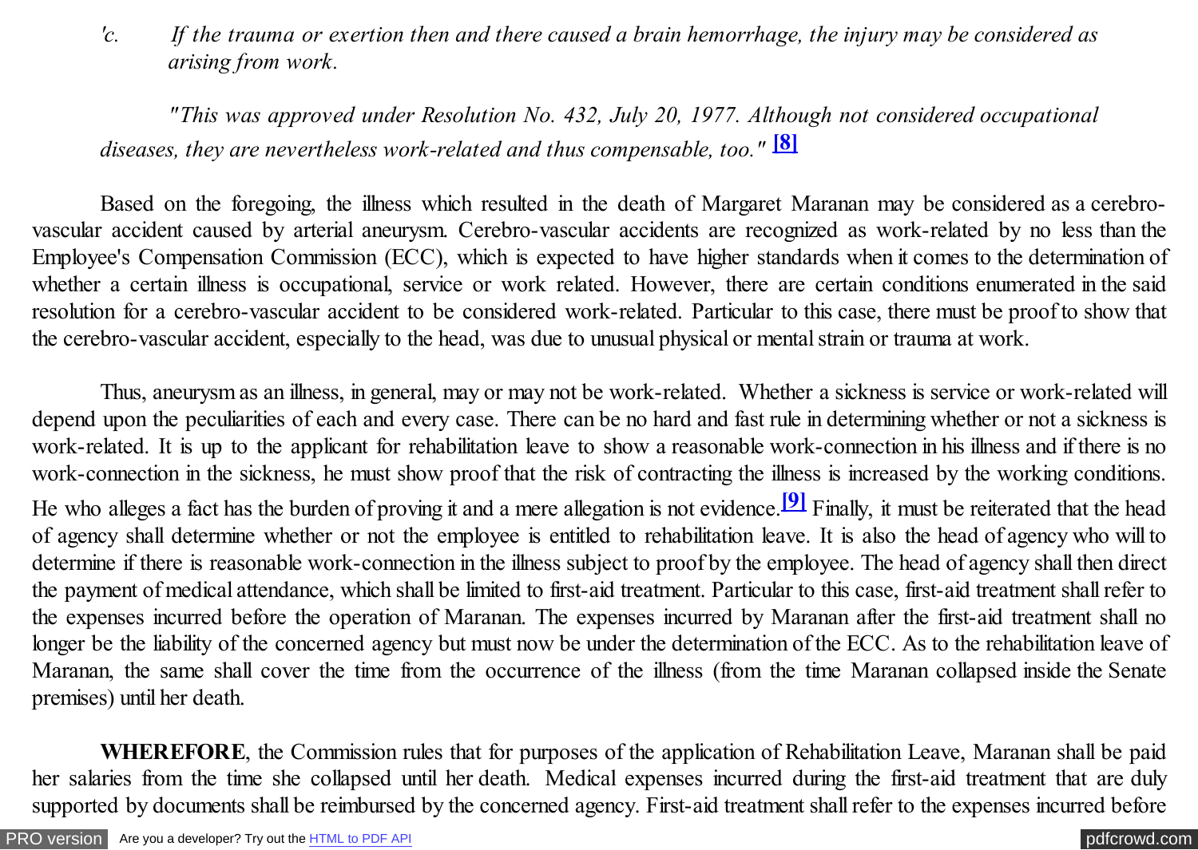*'c. If the trauma or exertion then and there caused a brain hemorrhage, the injury may be considered as arising from work.*

*"This was approved under Resolution No. 432, July 20, 1977. Although not considered occupational diseases, they are nevertheless work-related and thus compensable, too."* [8]

Based on the foregoing, the illness which resulted in the death of Margaret Maranan may be considered as a cerebro-vascular accident caused by arterial aneurysm. Cerebro-vascular accidents are recognized as work-related by no less than the Employee's Compensation Commission (ECC), which is expected to have higher standards when it comes to the determination of whether a certain illness is occupational, service or work related. However, there are certain conditions enumerated in the said resolution for a cerebro-vascular accident to be considered work-related. Particular to this case, there must be proof to show that the cerebro-vascular accident, especially to the head, was due to unusual physical or mental strain or trauma at work.

Thus, aneurysm as an illness, in general, may or may not be work-related. Whether a sickness is service or work-related will depend upon the peculiarities of each and every case. There can be no hard and fast rule in determining whether or not a sickness is work-related. It is up to the applicant for rehabilitation leave to show a reasonable work-connection in his illness and if there is no work-connection in the sickness, he must show proof that the risk of contracting the illness is increased by the working conditions. He who alleges a fact has the burden of proving it and a mere allegation is not evidence.[9] Finally, it must be reiterated that the head of agency shall determine whether or not the employee is entitled to rehabilitation leave. It is also the head of agency who will to determine if there is reasonable work-connection in the illness subject to proof by the employee. The head of agency shall then direct the payment of medical attendance, which shall be limited to first-aid treatment. Particular to this case, first-aid treatment shall refer to the expenses incurred before the operation of Maranan. The expenses incurred by Maranan after the first-aid treatment shall no longer be the liability of the concerned agency but must now be under the determination of the ECC. As to the rehabilitation leave of Maranan, the same shall cover the time from the occurrence of the illness (from the time Maranan collapsed inside the Senate premises) until her death.

**WHEREFORE**, the Commission rules that for purposes of the application of Rehabilitation Leave, Maranan shall be paid her salaries from the time she collapsed until her death. Medical expenses incurred during the first-aid treatment that are duly supported by documents shall be reimbursed by the concerned agency. First-aid treatment shall refer to the expenses incurred before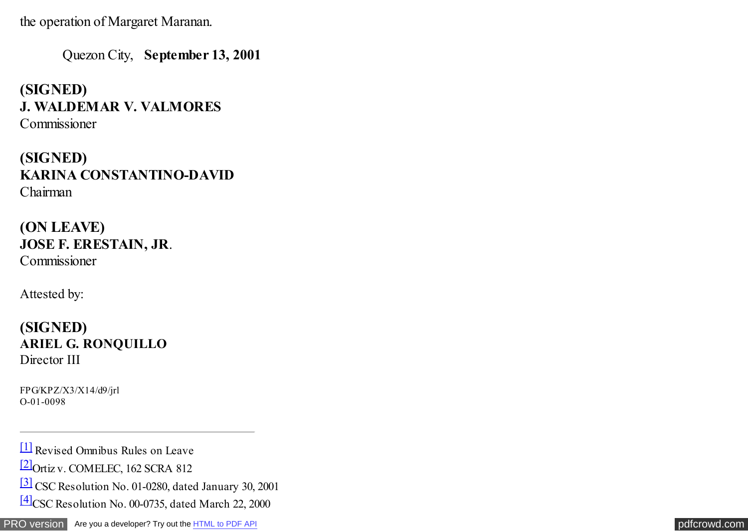the operation of Margaret Maranan.

Quezon City, **September 13, 2001**

**(SIGNED)**
**J. WALDEMAR V. VALMORES**
Commissioner

**(SIGNED)**
**KARINA CONSTANTINO-DAVID**
Chairman

**(ON LEAVE)**
**JOSE F. ERESTAIN, JR**.
Commissioner

Attested by:

**(SIGNED)**
**ARIEL G. RONQUILLO**
Director III

FPG/KPZ/X3/X14/d9/jrl
O-01-0098

---

[1] Revised Omnibus Rules on Leave

[2] Ortiz v. COMELEC, 162 SCRA 812

[3] CSC Resolution No. 01-0280, dated January 30, 2001

[4] CSC Resolution No. 00-0735, dated March 22, 2000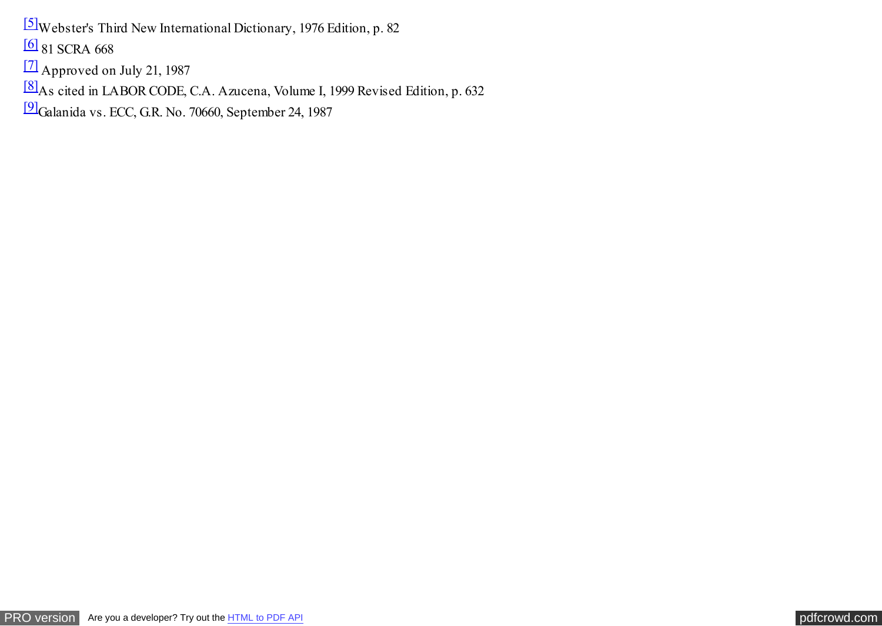[5]Webster's Third New International Dictionary, 1976 Edition, p. 82

[6] 81 SCRA 668

[7] Approved on July 21, 1987

[8]As cited in LABOR CODE, C.A. Azucena, Volume I, 1999 Revised Edition, p. 632

[9]Galanida vs. ECC, G.R. No. 70660, September 24, 1987